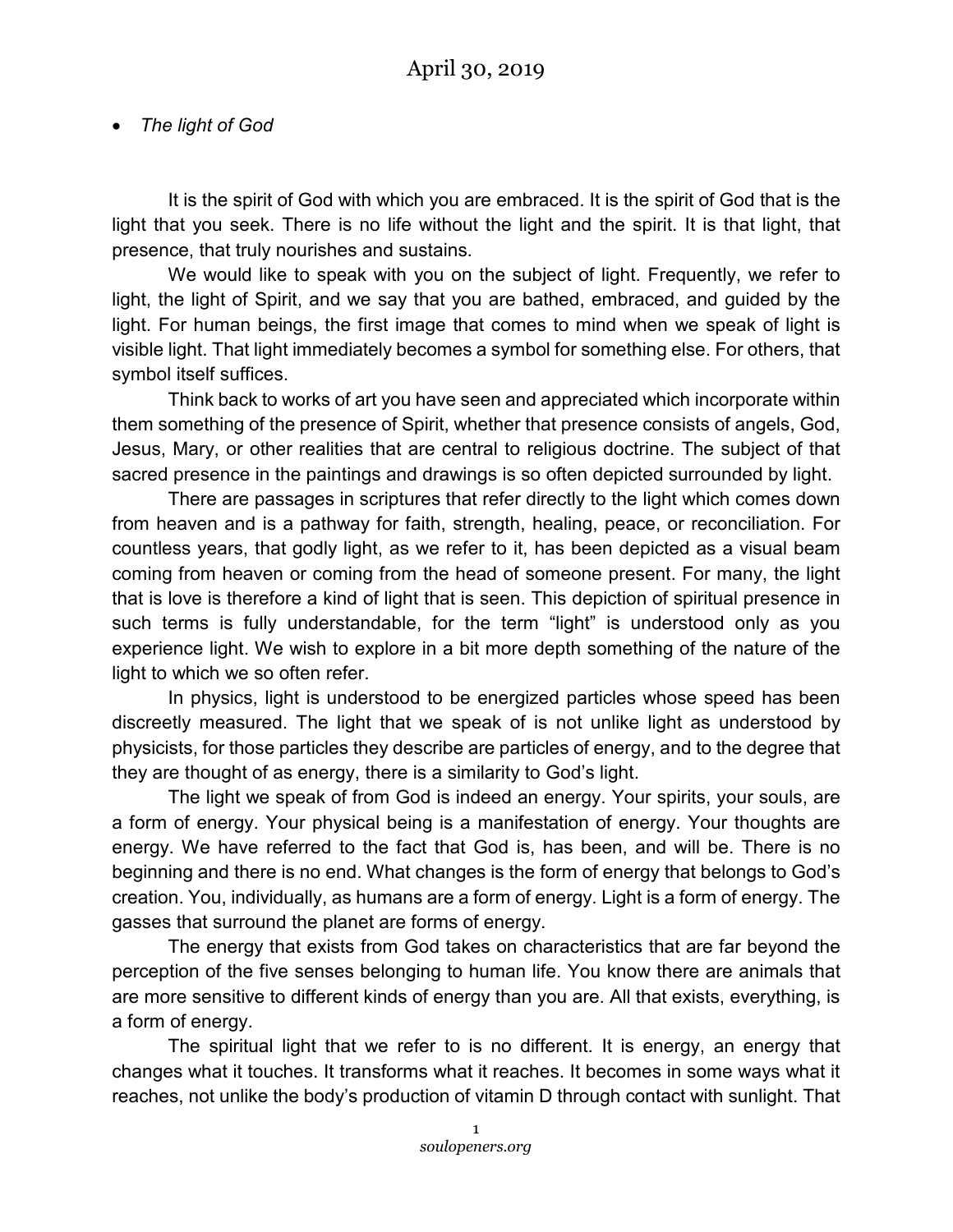# April 30, 2019

- *The light of God*

It is the spirit of God with which you are embraced. It is the spirit of God that is the light that you seek. There is no life without the light and the spirit. It is that light, that presence, that truly nourishes and sustains.

We would like to speak with you on the subject of light. Frequently, we refer to light, the light of Spirit, and we say that you are bathed, embraced, and guided by the light. For human beings, the first image that comes to mind when we speak of light is visible light. That light immediately becomes a symbol for something else. For others, that symbol itself suffices.

Think back to works of art you have seen and appreciated which incorporate within them something of the presence of Spirit, whether that presence consists of angels, God, Jesus, Mary, or other realities that are central to religious doctrine. The subject of that sacred presence in the paintings and drawings is so often depicted surrounded by light.

There are passages in scriptures that refer directly to the light which comes down from heaven and is a pathway for faith, strength, healing, peace, or reconciliation. For countless years, that godly light, as we refer to it, has been depicted as a visual beam coming from heaven or coming from the head of someone present. For many, the light that is love is therefore a kind of light that is seen. This depiction of spiritual presence in such terms is fully understandable, for the term "light" is understood only as you experience light. We wish to explore in a bit more depth something of the nature of the light to which we so often refer.

In physics, light is understood to be energized particles whose speed has been discreetly measured. The light that we speak of is not unlike light as understood by physicists, for those particles they describe are particles of energy, and to the degree that they are thought of as energy, there is a similarity to God's light.

The light we speak of from God is indeed an energy. Your spirits, your souls, are a form of energy. Your physical being is a manifestation of energy. Your thoughts are energy. We have referred to the fact that God is, has been, and will be. There is no beginning and there is no end. What changes is the form of energy that belongs to God's creation. You, individually, as humans are a form of energy. Light is a form of energy. The gasses that surround the planet are forms of energy.

The energy that exists from God takes on characteristics that are far beyond the perception of the five senses belonging to human life. You know there are animals that are more sensitive to different kinds of energy than you are. All that exists, everything, is a form of energy.

The spiritual light that we refer to is no different. It is energy, an energy that changes what it touches. It transforms what it reaches. It becomes in some ways what it reaches, not unlike the body's production of vitamin D through contact with sunlight. That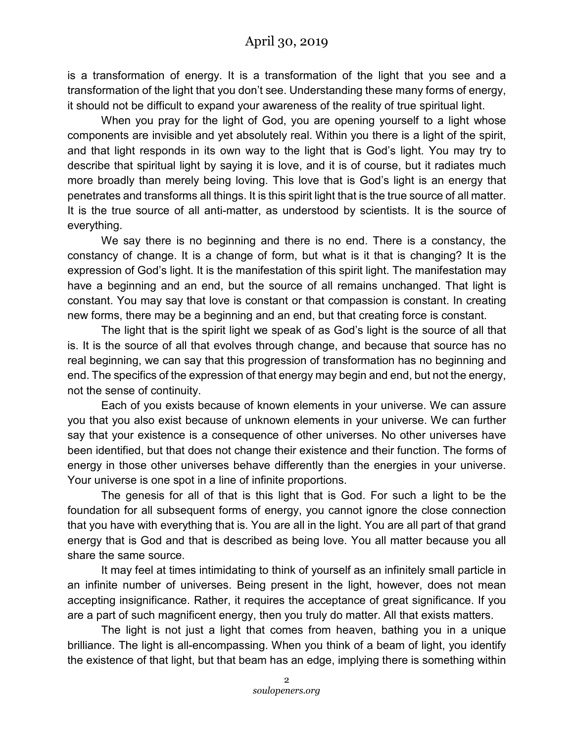is a transformation of energy. It is a transformation of the light that you see and a transformation of the light that you don't see. Understanding these many forms of energy, it should not be difficult to expand your awareness of the reality of true spiritual light.

When you pray for the light of God, you are opening yourself to a light whose components are invisible and yet absolutely real. Within you there is a light of the spirit, and that light responds in its own way to the light that is God's light. You may try to describe that spiritual light by saying it is love, and it is of course, but it radiates much more broadly than merely being loving. This love that is God's light is an energy that penetrates and transforms all things. It is this spirit light that is the true source of all matter. It is the true source of all anti-matter, as understood by scientists. It is the source of everything.

We say there is no beginning and there is no end. There is a constancy, the constancy of change. It is a change of form, but what is it that is changing? It is the expression of God's light. It is the manifestation of this spirit light. The manifestation may have a beginning and an end, but the source of all remains unchanged. That light is constant. You may say that love is constant or that compassion is constant. In creating new forms, there may be a beginning and an end, but that creating force is constant.

The light that is the spirit light we speak of as God's light is the source of all that is. It is the source of all that evolves through change, and because that source has no real beginning, we can say that this progression of transformation has no beginning and end. The specifics of the expression of that energy may begin and end, but not the energy, not the sense of continuity.

Each of you exists because of known elements in your universe. We can assure you that you also exist because of unknown elements in your universe. We can further say that your existence is a consequence of other universes. No other universes have been identified, but that does not change their existence and their function. The forms of energy in those other universes behave differently than the energies in your universe. Your universe is one spot in a line of infinite proportions.

The genesis for all of that is this light that is God. For such a light to be the foundation for all subsequent forms of energy, you cannot ignore the close connection that you have with everything that is. You are all in the light. You are all part of that grand energy that is God and that is described as being love. You all matter because you all share the same source.

It may feel at times intimidating to think of yourself as an infinitely small particle in an infinite number of universes. Being present in the light, however, does not mean accepting insignificance. Rather, it requires the acceptance of great significance. If you are a part of such magnificent energy, then you truly do matter. All that exists matters.

The light is not just a light that comes from heaven, bathing you in a unique brilliance. The light is all-encompassing. When you think of a beam of light, you identify the existence of that light, but that beam has an edge, implying there is something within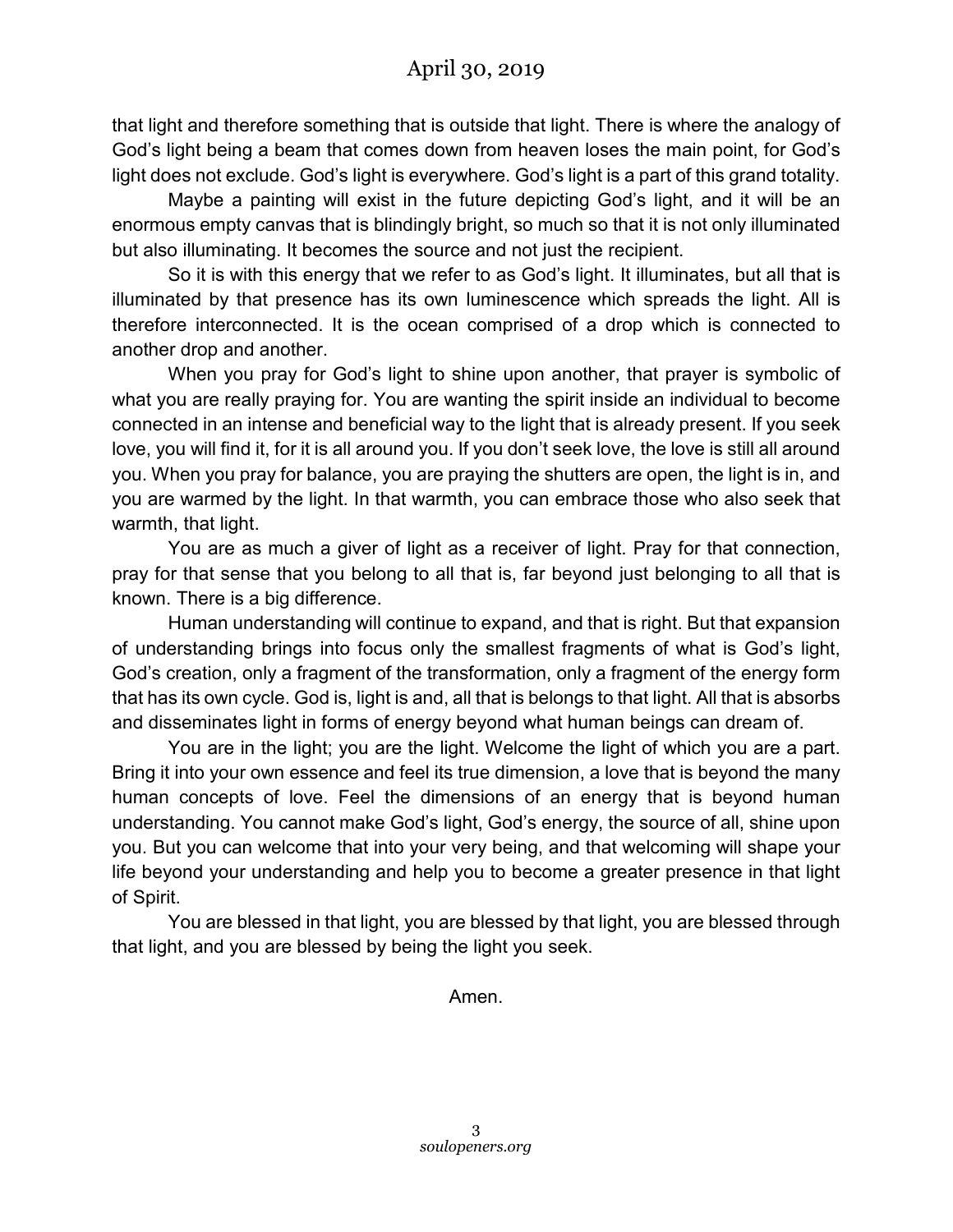that light and therefore something that is outside that light. There is where the analogy of God's light being a beam that comes down from heaven loses the main point, for God's light does not exclude. God's light is everywhere. God's light is a part of this grand totality.

Maybe a painting will exist in the future depicting God's light, and it will be an enormous empty canvas that is blindingly bright, so much so that it is not only illuminated but also illuminating. It becomes the source and not just the recipient.

So it is with this energy that we refer to as God's light. It illuminates, but all that is illuminated by that presence has its own luminescence which spreads the light. All is therefore interconnected. It is the ocean comprised of a drop which is connected to another drop and another.

When you pray for God's light to shine upon another, that prayer is symbolic of what you are really praying for. You are wanting the spirit inside an individual to become connected in an intense and beneficial way to the light that is already present. If you seek love, you will find it, for it is all around you. If you don't seek love, the love is still all around you. When you pray for balance, you are praying the shutters are open, the light is in, and you are warmed by the light. In that warmth, you can embrace those who also seek that warmth, that light.

You are as much a giver of light as a receiver of light. Pray for that connection, pray for that sense that you belong to all that is, far beyond just belonging to all that is known. There is a big difference.

Human understanding will continue to expand, and that is right. But that expansion of understanding brings into focus only the smallest fragments of what is God's light, God's creation, only a fragment of the transformation, only a fragment of the energy form that has its own cycle. God is, light is and, all that is belongs to that light. All that is absorbs and disseminates light in forms of energy beyond what human beings can dream of.

You are in the light; you are the light. Welcome the light of which you are a part. Bring it into your own essence and feel its true dimension, a love that is beyond the many human concepts of love. Feel the dimensions of an energy that is beyond human understanding. You cannot make God's light, God's energy, the source of all, shine upon you. But you can welcome that into your very being, and that welcoming will shape your life beyond your understanding and help you to become a greater presence in that light of Spirit.

You are blessed in that light, you are blessed by that light, you are blessed through that light, and you are blessed by being the light you seek.

Amen.